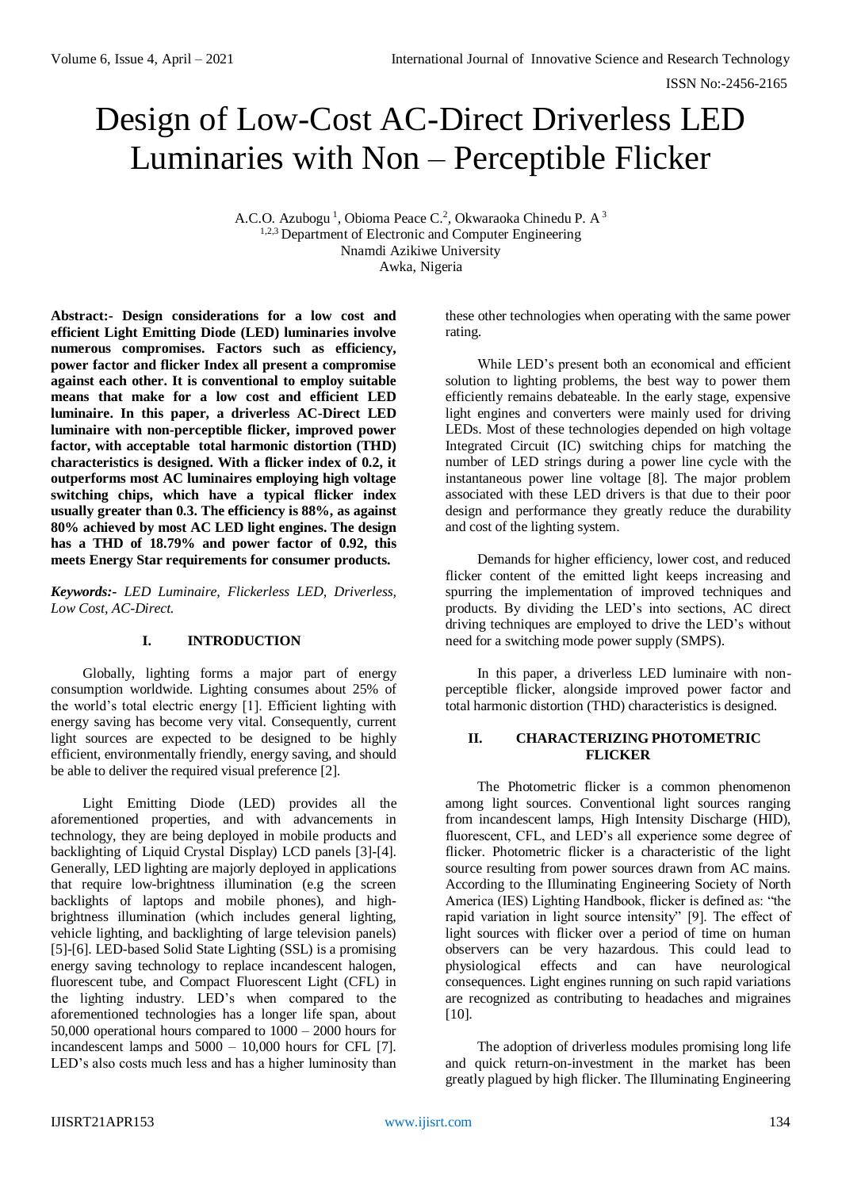# Design of Low-Cost AC-Direct Driverless LED Luminaries with Non – Perceptible Flicker

A.C.O. Azubogu [1], Obioma Peace C.[2], Okwaraoka Chinedu P. A [3]
[1,2,3] Department of Electronic and Computer Engineering
Nnamdi Azikiwe University
Awka, Nigeria

**Abstract:- Design considerations for a low cost and efficient Light Emitting Diode (LED) luminaries involve numerous compromises. Factors such as efficiency, power factor and flicker Index all present a compromise against each other. It is conventional to employ suitable means that make for a low cost and efficient LED luminaire. In this paper, a driverless AC-Direct LED luminaire with non-perceptible flicker, improved power factor, with acceptable total harmonic distortion (THD) characteristics is designed. With a flicker index of 0.2, it outperforms most AC luminaires employing high voltage switching chips, which have a typical flicker index usually greater than 0.3. The efficiency is 88%, as against 80% achieved by most AC LED light engines. The design has a THD of 18.79% and power factor of 0.92, this meets Energy Star requirements for consumer products.**

***Keywords:-*** *LED Luminaire, Flickerless LED, Driverless, Low Cost, AC-Direct.*

## I. INTRODUCTION

Globally, lighting forms a major part of energy consumption worldwide. Lighting consumes about 25% of the world's total electric energy [1]. Efficient lighting with energy saving has become very vital. Consequently, current light sources are expected to be designed to be highly efficient, environmentally friendly, energy saving, and should be able to deliver the required visual preference [2].

Light Emitting Diode (LED) provides all the aforementioned properties, and with advancements in technology, they are being deployed in mobile products and backlighting of Liquid Crystal Display) LCD panels [3]-[4]. Generally, LED lighting are majorly deployed in applications that require low-brightness illumination (e.g the screen backlights of laptops and mobile phones), and high-brightness illumination (which includes general lighting, vehicle lighting, and backlighting of large television panels) [5]-[6]. LED-based Solid State Lighting (SSL) is a promising energy saving technology to replace incandescent halogen, fluorescent tube, and Compact Fluorescent Light (CFL) in the lighting industry. LED's when compared to the aforementioned technologies has a longer life span, about 50,000 operational hours compared to 1000 – 2000 hours for incandescent lamps and 5000 – 10,000 hours for CFL [7]. LED's also costs much less and has a higher luminosity than these other technologies when operating with the same power rating.

While LED's present both an economical and efficient solution to lighting problems, the best way to power them efficiently remains debateable. In the early stage, expensive light engines and converters were mainly used for driving LEDs. Most of these technologies depended on high voltage Integrated Circuit (IC) switching chips for matching the number of LED strings during a power line cycle with the instantaneous power line voltage [8]. The major problem associated with these LED drivers is that due to their poor design and performance they greatly reduce the durability and cost of the lighting system.

Demands for higher efficiency, lower cost, and reduced flicker content of the emitted light keeps increasing and spurring the implementation of improved techniques and products. By dividing the LED's into sections, AC direct driving techniques are employed to drive the LED's without need for a switching mode power supply (SMPS).

In this paper, a driverless LED luminaire with non-perceptible flicker, alongside improved power factor and total harmonic distortion (THD) characteristics is designed.

## II. CHARACTERIZING PHOTOMETRIC FLICKER

The Photometric flicker is a common phenomenon among light sources. Conventional light sources ranging from incandescent lamps, High Intensity Discharge (HID), fluorescent, CFL, and LED's all experience some degree of flicker. Photometric flicker is a characteristic of the light source resulting from power sources drawn from AC mains. According to the Illuminating Engineering Society of North America (IES) Lighting Handbook, flicker is defined as: "the rapid variation in light source intensity" [9]. The effect of light sources with flicker over a period of time on human observers can be very hazardous. This could lead to physiological effects and can have neurological consequences. Light engines running on such rapid variations are recognized as contributing to headaches and migraines [10].

The adoption of driverless modules promising long life and quick return-on-investment in the market has been greatly plagued by high flicker. The Illuminating Engineering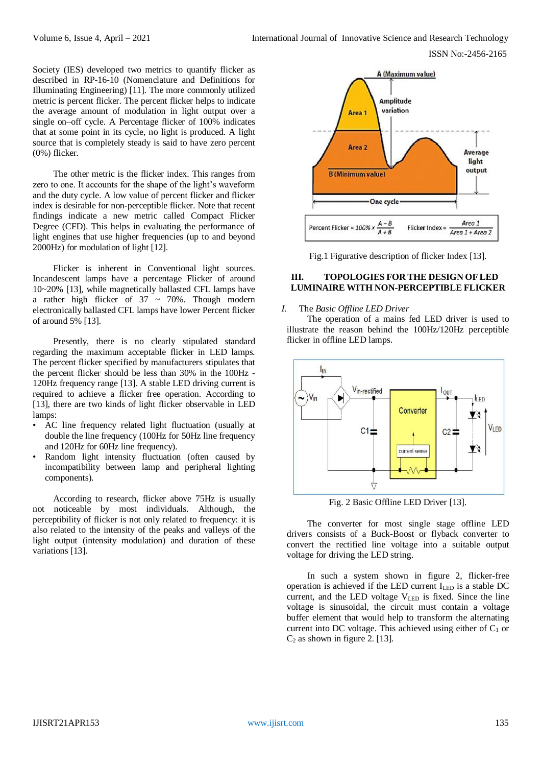Society (IES) developed two metrics to quantify flicker as described in RP-16-10 (Nomenclature and Definitions for Illuminating Engineering) [11]. The more commonly utilized metric is percent flicker. The percent flicker helps to indicate the average amount of modulation in light output over a single on–off cycle. A Percentage flicker of 100% indicates that at some point in its cycle, no light is produced. A light source that is completely steady is said to have zero percent (0%) flicker.

The other metric is the flicker index. This ranges from zero to one. It accounts for the shape of the light's waveform and the duty cycle. A low value of percent flicker and flicker index is desirable for non-perceptible flicker. Note that recent findings indicate a new metric called Compact Flicker Degree (CFD). This helps in evaluating the performance of light engines that use higher frequencies (up to and beyond 2000Hz) for modulation of light [12].

Flicker is inherent in Conventional light sources. Incandescent lamps have a percentage Flicker of around 10~20% [13], while magnetically ballasted CFL lamps have a rather high flicker of 37 ~ 70%. Though modern electronically ballasted CFL lamps have lower Percent flicker of around 5% [13].

Presently, there is no clearly stipulated standard regarding the maximum acceptable flicker in LED lamps. The percent flicker specified by manufacturers stipulates that the percent flicker should be less than 30% in the 100Hz - 120Hz frequency range [13]. A stable LED driving current is required to achieve a flicker free operation. According to [13], there are two kinds of light flicker observable in LED lamps:

- AC line frequency related light fluctuation (usually at double the line frequency (100Hz for 50Hz line frequency and 120Hz for 60Hz line frequency).
- Random light intensity fluctuation (often caused by incompatibility between lamp and peripheral lighting components).

According to research, flicker above 75Hz is usually not noticeable by most individuals. Although, the perceptibility of flicker is not only related to frequency: it is also related to the intensity of the peaks and valleys of the light output (intensity modulation) and duration of these variations [13].

$$\text{Percent Flicker} = 100\% \times \frac{A - B}{A + B} \qquad \text{Flicker Index} = \frac{\text{Area 1}}{\text{Area 1} + \text{Area 2}}$$

Fig.1 Figurative description of flicker Index [13].

## III. TOPOLOGIES FOR THE DESIGN OF LED LUMINAIRE WITH NON-PERCEPTIBLE FLICKER

### I. The *Basic Offline LED Driver*

The operation of a mains fed LED driver is used to illustrate the reason behind the 100Hz/120Hz perceptible flicker in offline LED lamps.

Fig. 2 Basic Offline LED Driver [13].

The converter for most single stage offline LED drivers consists of a Buck-Boost or flyback converter to convert the rectified line voltage into a suitable output voltage for driving the LED string.

In such a system shown in figure 2, flicker-free operation is achieved if the LED current $I_{LED}$ is a stable DC current, and the LED voltage $V_{LED}$ is fixed. Since the line voltage is sinusoidal, the circuit must contain a voltage buffer element that would help to transform the alternating current into DC voltage. This achieved using either of $C_1$ or $C_2$ as shown in figure 2. [13].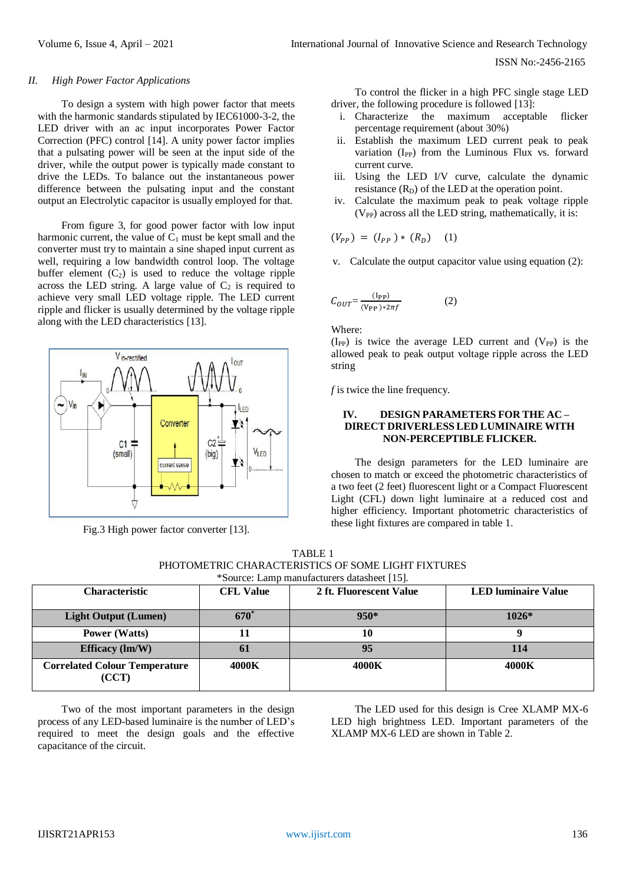*II. High Power Factor Applications*

To design a system with high power factor that meets with the harmonic standards stipulated by IEC61000-3-2, the LED driver with an ac input incorporates Power Factor Correction (PFC) control [14]. A unity power factor implies that a pulsating power will be seen at the input side of the driver, while the output power is typically made constant to drive the LEDs. To balance out the instantaneous power difference between the pulsating input and the constant output an Electrolytic capacitor is usually employed for that.

From figure 3, for good power factor with low input harmonic current, the value of $C_1$ must be kept small and the converter must try to maintain a sine shaped input current as well, requiring a low bandwidth control loop. The voltage buffer element ($C_2$) is used to reduce the voltage ripple across the LED string. A large value of $C_2$ is required to achieve very small LED voltage ripple. The LED current ripple and flicker is usually determined by the voltage ripple along with the LED characteristics [13].

Fig.3 High power factor converter [13].

To control the flicker in a high PFC single stage LED driver, the following procedure is followed [13]:

i. Characterize the maximum acceptable flicker percentage requirement (about 30%)
ii. Establish the maximum LED current peak to peak variation ($I_{PP}$) from the Luminous Flux vs. forward current curve.
iii. Using the LED I/V curve, calculate the dynamic resistance ($R_D$) of the LED at the operation point.
iv. Calculate the maximum peak to peak voltage ripple ($V_{PP}$) across all the LED string, mathematically, it is:

$$(V_{PP}) = (I_{PP}) * (R_D) \quad (1)$$

v. Calculate the output capacitor value using equation (2):

$$C_{OUT} = \frac{(I_{PP})}{(V_{PP}) * 2\pi f} \quad (2)$$

Where:
($I_{PP}$) is twice the average LED current and ($V_{PP}$) is the allowed peak to peak output voltage ripple across the LED string

*f* is twice the line frequency.

## IV. DESIGN PARAMETERS FOR THE AC – DIRECT DRIVERLESS LED LUMINAIRE WITH NON-PERCEPTIBLE FLICKER.

The design parameters for the LED luminaire are chosen to match or exceed the photometric characteristics of a two feet (2 feet) fluorescent light or a Compact Fluorescent Light (CFL) down light luminaire at a reduced cost and higher efficiency. Important photometric characteristics of these light fixtures are compared in table 1.

TABLE 1
PHOTOMETRIC CHARACTERISTICS OF SOME LIGHT FIXTURES
*Source: Lamp manufacturers datasheet [15].

| Characteristic | CFL Value | 2 ft. Fluorescent Value | LED luminaire Value |
|---|---|---|---|
| **Light Output (Lumen)** | **670*** | **950*** | **1026*** |
| **Power (Watts)** | **11** | **10** | **9** |
| **Efficacy (lm/W)** | **61** | **95** | **114** |
| **Correlated Colour Temperature (CCT)** | **4000K** | **4000K** | **4000K** |

Two of the most important parameters in the design process of any LED-based luminaire is the number of LED's required to meet the design goals and the effective capacitance of the circuit.

The LED used for this design is Cree XLAMP MX-6 LED high brightness LED. Important parameters of the XLAMP MX-6 LED are shown in Table 2.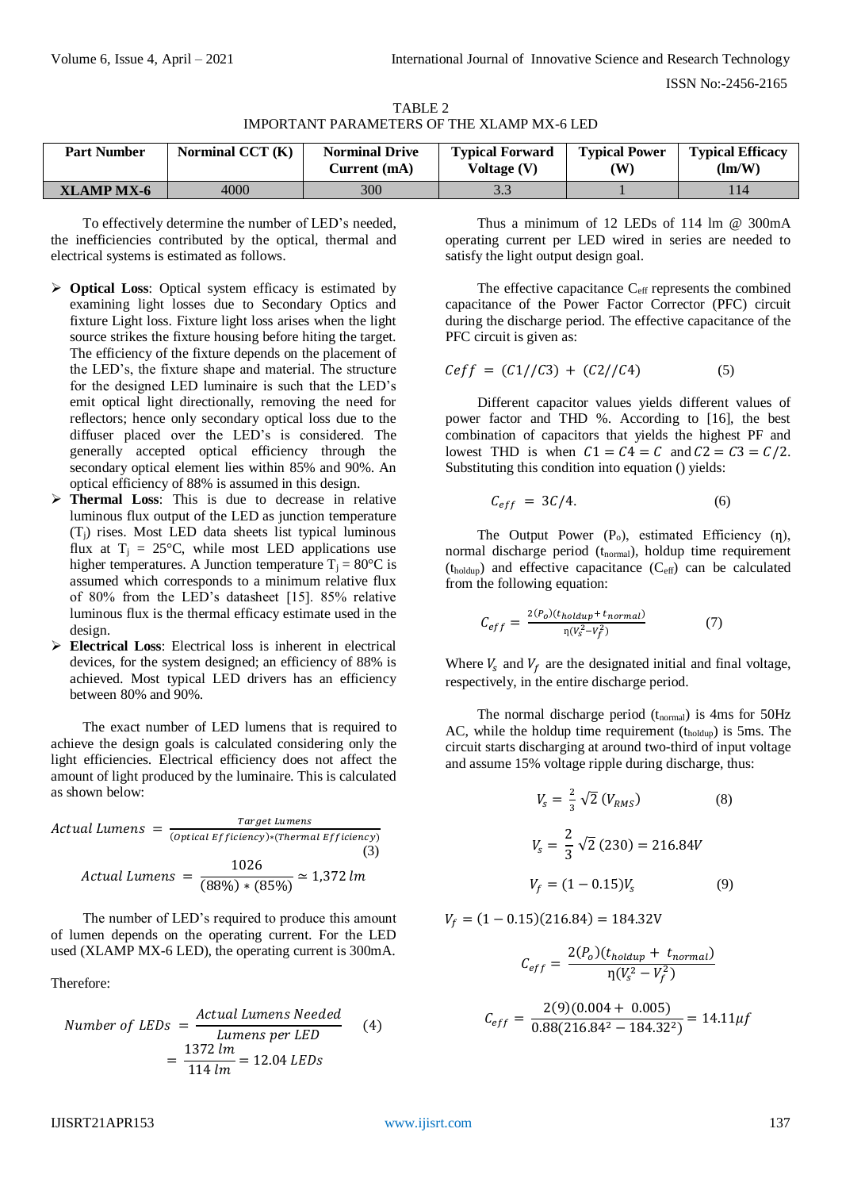TABLE 2
IMPORTANT PARAMETERS OF THE XLAMP MX-6 LED

| Part Number | Norminal CCT (K) | Norminal Drive Current (mA) | Typical Forward Voltage (V) | Typical Power (W) | Typical Efficacy (lm/W) |
|---|---|---|---|---|---|
| **XLAMP MX-6** | 4000 | 300 | 3.3 | 1 | 114 |

To effectively determine the number of LED's needed, the inefficiencies contributed by the optical, thermal and electrical systems is estimated as follows.

- **Optical Loss**: Optical system efficacy is estimated by examining light losses due to Secondary Optics and fixture Light loss. Fixture light loss arises when the light source strikes the fixture housing before hiting the target. The efficiency of the fixture depends on the placement of the LED's, the fixture shape and material. The structure for the designed LED luminaire is such that the LED's emit optical light directionally, removing the need for reflectors; hence only secondary optical loss due to the diffuser placed over the LED's is considered. The generally accepted optical efficiency through the secondary optical element lies within 85% and 90%. An optical efficiency of 88% is assumed in this design.
- **Thermal Loss**: This is due to decrease in relative luminous flux output of the LED as junction temperature ($T_j$) rises. Most LED data sheets list typical luminous flux at $T_j$ = 25°C, while most LED applications use higher temperatures. A Junction temperature $T_j$ = 80°C is assumed which corresponds to a minimum relative flux of 80% from the LED's datasheet [15]. 85% relative luminous flux is the thermal efficacy estimate used in the design.
- **Electrical Loss**: Electrical loss is inherent in electrical devices, for the system designed; an efficiency of 88% is achieved. Most typical LED drivers has an efficiency between 80% and 90%.

The exact number of LED lumens that is required to achieve the design goals is calculated considering only the light efficiencies. Electrical efficiency does not affect the amount of light produced by the luminaire. This is calculated as shown below:

$$Actual\ Lumens = \frac{Target\ Lumens}{(Optical\ Efficiency)*(Thermal\ Efficiency)} \quad (3)$$

$$Actual\ Lumens = \frac{1026}{(88\%)*(85\%)} \simeq 1{,}372\ lm$$

The number of LED's required to produce this amount of lumen depends on the operating current. For the LED used (XLAMP MX-6 LED), the operating current is 300mA.

Therefore:

$$Number\ of\ LEDs = \frac{Actual\ Lumens\ Needed}{Lumens\ per\ LED} \quad (4)$$

$$= \frac{1372\ lm}{114\ lm} = 12.04\ LEDs$$

Thus a minimum of 12 LEDs of 114 lm @ 300mA operating current per LED wired in series are needed to satisfy the light output design goal.

The effective capacitance $C_{eff}$ represents the combined capacitance of the Power Factor Corrector (PFC) circuit during the discharge period. The effective capacitance of the PFC circuit is given as:

$$Ceff = (C1//C3) + (C2//C4) \quad (5)$$

Different capacitor values yields different values of power factor and THD %. According to [16], the best combination of capacitors that yields the highest PF and lowest THD is when $C1 = C4 = C$ and $C2 = C3 = C/2$. Substituting this condition into equation () yields:

$$C_{eff} = 3C/4. \quad (6)$$

The Output Power ($P_o$), estimated Efficiency (η), normal discharge period ($t_{normal}$), holdup time requirement ($t_{holdup}$) and effective capacitance ($C_{eff}$) can be calculated from the following equation:

$$C_{eff} = \frac{2(P_o)(t_{holdup} + t_{normal})}{\eta(V_s^2 - V_f^2)} \quad (7)$$

Where $V_s$ and $V_f$ are the designated initial and final voltage, respectively, in the entire discharge period.

The normal discharge period ($t_{normal}$) is 4ms for 50Hz AC, while the holdup time requirement ($t_{holdup}$) is 5ms. The circuit starts discharging at around two-third of input voltage and assume 15% voltage ripple during discharge, thus:

$$V_s = \frac{2}{3}\sqrt{2}\,(V_{RMS}) \quad (8)$$

$$V_s = \frac{2}{3}\sqrt{2}\,(230) = 216.84V$$

$$V_f = (1 - 0.15)V_s \quad (9)$$

$$V_f = (1 - 0.15)(216.84) = 184.32V$$

$$C_{eff} = \frac{2(P_o)(t_{holdup} + t_{normal})}{\eta(V_s^2 - V_f^2)}$$

$$C_{eff} = \frac{2(9)(0.004 + 0.005)}{0.88(216.84^2 - 184.32^2)} = 14.11\mu f$$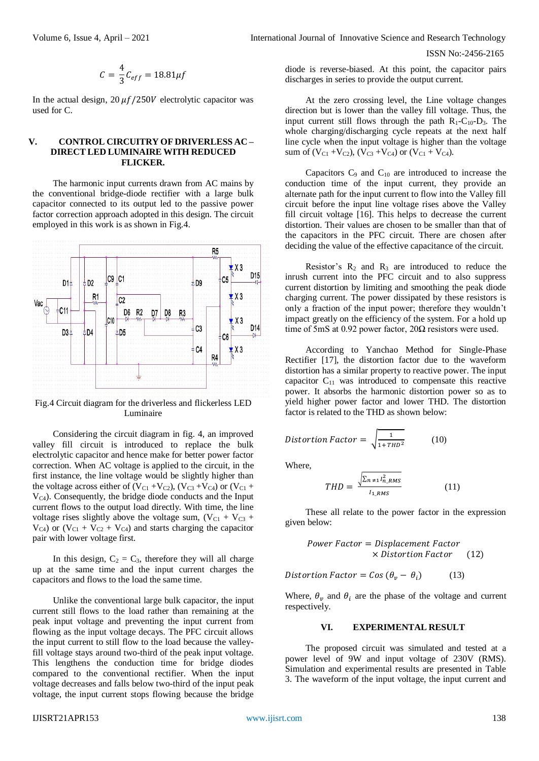$$C = \frac{4}{3}C_{eff} = 18.81\mu f$$

In the actual design, $20\,\mu f/250V$ electrolytic capacitor was used for C.

## V. CONTROL CIRCUITRY OF DRIVERLESS AC – DIRECT LED LUMINAIRE WITH REDUCED FLICKER.

The harmonic input currents drawn from AC mains by the conventional bridge-diode rectifier with a large bulk capacitor connected to its output led to the passive power factor correction approach adopted in this design. The circuit employed in this work is as shown in Fig.4.

Fig.4 Circuit diagram for the driverless and flickerless LED Luminaire

Considering the circuit diagram in fig. 4, an improved valley fill circuit is introduced to replace the bulk electrolytic capacitor and hence make for better power factor correction. When AC voltage is applied to the circuit, in the first instance, the line voltage would be slightly higher than the voltage across either of ($V_{C1}$ +$V_{C2}$), ($V_{C3}$ +$V_{C4}$) or ($V_{C1}$ + $V_{C4}$). Consequently, the bridge diode conducts and the Input current flows to the output load directly. With time, the line voltage rises slightly above the voltage sum, ($V_{C1}$ + $V_{C3}$ + $V_{C4}$) or ($V_{C1}$ + $V_{C2}$ + $V_{C4}$) and starts charging the capacitor pair with lower voltage first.

In this design, $C_2$ = $C_3$, therefore they will all charge up at the same time and the input current charges the capacitors and flows to the load the same time.

Unlike the conventional large bulk capacitor, the input current still flows to the load rather than remaining at the peak input voltage and preventing the input current from flowing as the input voltage decays. The PFC circuit allows the input current to still flow to the load because the valley-fill voltage stays around two-third of the peak input voltage. This lengthens the conduction time for bridge diodes compared to the conventional rectifier. When the input voltage decreases and falls below two-third of the input peak voltage, the input current stops flowing because the bridge diode is reverse-biased. At this point, the capacitor pairs discharges in series to provide the output current.

At the zero crossing level, the Line voltage changes direction but is lower than the valley fill voltage. Thus, the input current still flows through the path $R_1$-$C_{10}$-$D_3$. The whole charging/discharging cycle repeats at the next half line cycle when the input voltage is higher than the voltage sum of ($V_{C1}$ +$V_{C2}$), ($V_{C3}$ +$V_{C4}$) or ($V_{C1}$ + $V_{C4}$).

Capacitors $C_9$ and $C_{10}$ are introduced to increase the conduction time of the input current, they provide an alternate path for the input current to flow into the Valley fill circuit before the input line voltage rises above the Valley fill circuit voltage [16]. This helps to decrease the current distortion. Their values are chosen to be smaller than that of the capacitors in the PFC circuit. There are chosen after deciding the value of the effective capacitance of the circuit.

Resistor's $R_2$ and $R_3$ are introduced to reduce the inrush current into the PFC circuit and to also suppress current distortion by limiting and smoothing the peak diode charging current. The power dissipated by these resistors is only a fraction of the input power; therefore they wouldn't impact greatly on the efficiency of the system. For a hold up time of 5mS at 0.92 power factor, 20Ω resistors were used.

According to Yanchao Method for Single-Phase Rectifier [17], the distortion factor due to the waveform distortion has a similar property to reactive power. The input capacitor $C_{11}$ was introduced to compensate this reactive power. It absorbs the harmonic distortion power so as to yield higher power factor and lower THD. The distortion factor is related to the THD as shown below:

$$Distortion\ Factor = \sqrt{\frac{1}{1+THD^2}} \qquad (10)$$

Where,

$$THD = \frac{\sqrt{\sum_{n\neq1} I_{n\_RMS}^2}}{I_{1\_RMS}} \qquad (11)$$

These all relate to the power factor in the expression given below:

$$Power\ Factor = Displacement\ Factor \times Distortion\ Factor \qquad (12)$$

$$Distortion\ Factor = Cos\,(\theta_v - \theta_i) \qquad (13)$$

Where, $\theta_v$ and $\theta_i$ are the phase of the voltage and current respectively.

## VI. EXPERIMENTAL RESULT

The proposed circuit was simulated and tested at a power level of 9W and input voltage of 230V (RMS). Simulation and experimental results are presented in Table 3. The waveform of the input voltage, the input current and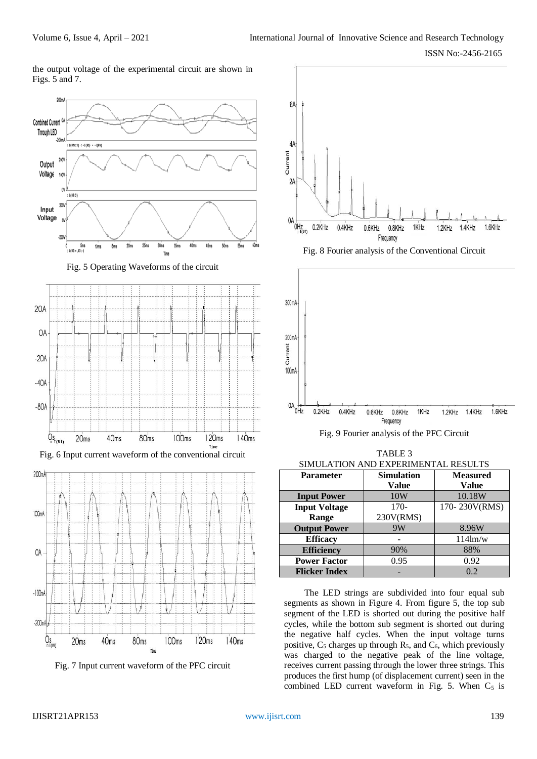the output voltage of the experimental circuit are shown in Figs. 5 and 7.

Fig. 5 Operating Waveforms of the circuit

Fig. 6 Input current waveform of the conventional circuit

Fig. 7 Input current waveform of the PFC circuit

Fig. 8 Fourier analysis of the Conventional Circuit

Fig. 9 Fourier analysis of the PFC Circuit

TABLE 3
SIMULATION AND EXPERIMENTAL RESULTS

| Parameter | Simulation Value | Measured Value |
|---|---|---|
| **Input Power** | 10W | 10.18W |
| **Input Voltage Range** | 170-230V(RMS) | 170- 230V(RMS) |
| **Output Power** | 9W | 8.96W |
| **Efficacy** | - | 114lm/w |
| **Efficiency** | 90% | 88% |
| **Power Factor** | 0.95 | 0.92 |
| **Flicker Index** | - | 0.2 |

The LED strings are subdivided into four equal sub segments as shown in Figure 4. From figure 5, the top sub segment of the LED is shorted out during the positive half cycles, while the bottom sub segment is shorted out during the negative half cycles. When the input voltage turns positive, $C_5$ charges up through $R_5$, and $C_6$, which previously was charged to the negative peak of the line voltage, receives current passing through the lower three strings. This produces the first hump (of displacement current) seen in the combined LED current waveform in Fig. 5. When $C_5$ is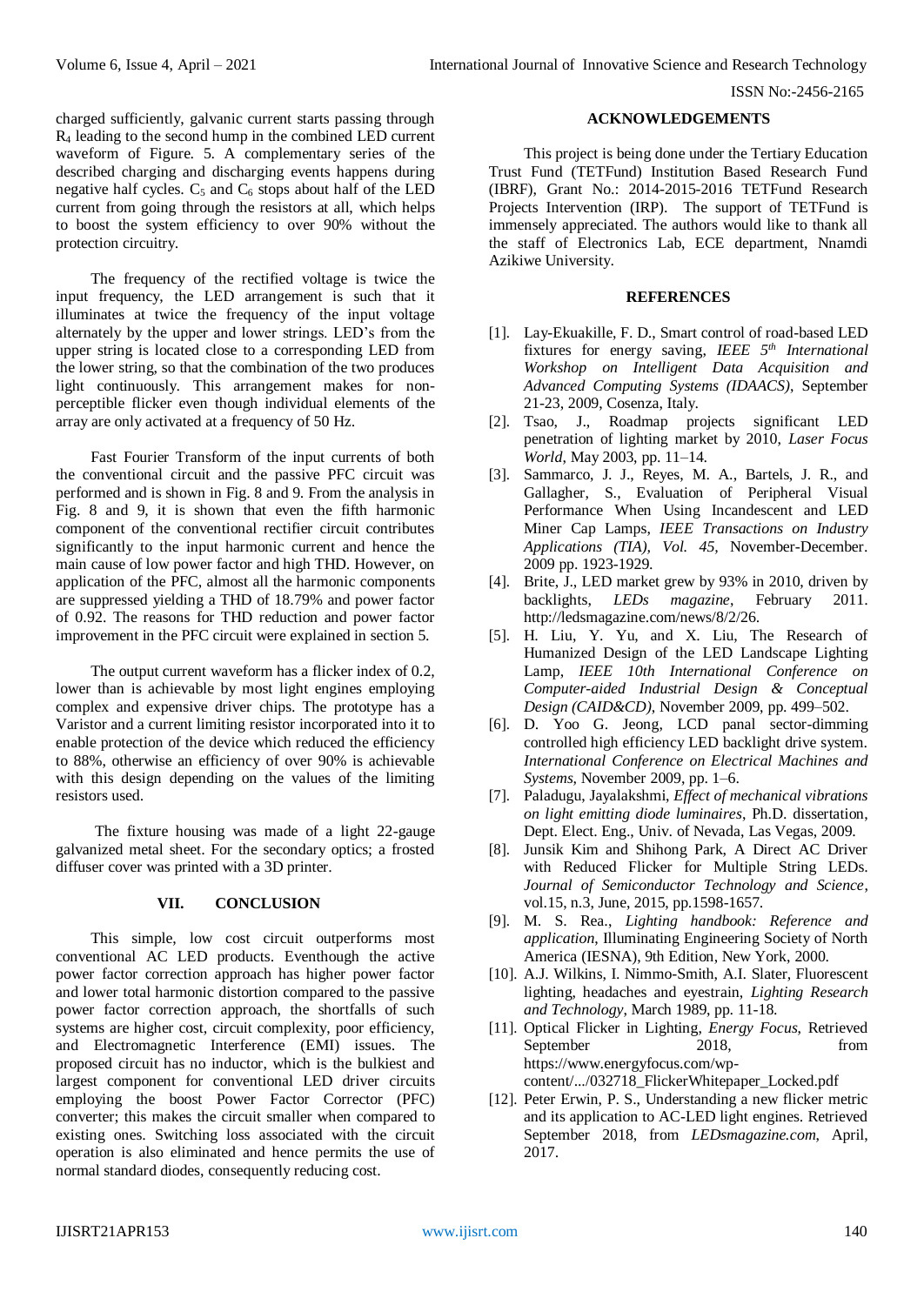charged sufficiently, galvanic current starts passing through $R_4$ leading to the second hump in the combined LED current waveform of Figure. 5. A complementary series of the described charging and discharging events happens during negative half cycles. $C_5$ and $C_6$ stops about half of the LED current from going through the resistors at all, which helps to boost the system efficiency to over 90% without the protection circuitry.

The frequency of the rectified voltage is twice the input frequency, the LED arrangement is such that it illuminates at twice the frequency of the input voltage alternately by the upper and lower strings. LED's from the upper string is located close to a corresponding LED from the lower string, so that the combination of the two produces light continuously. This arrangement makes for non-perceptible flicker even though individual elements of the array are only activated at a frequency of 50 Hz.

Fast Fourier Transform of the input currents of both the conventional circuit and the passive PFC circuit was performed and is shown in Fig. 8 and 9. From the analysis in Fig. 8 and 9, it is shown that even the fifth harmonic component of the conventional rectifier circuit contributes significantly to the input harmonic current and hence the main cause of low power factor and high THD. However, on application of the PFC, almost all the harmonic components are suppressed yielding a THD of 18.79% and power factor of 0.92. The reasons for THD reduction and power factor improvement in the PFC circuit were explained in section 5.

The output current waveform has a flicker index of 0.2, lower than is achievable by most light engines employing complex and expensive driver chips. The prototype has a Varistor and a current limiting resistor incorporated into it to enable protection of the device which reduced the efficiency to 88%, otherwise an efficiency of over 90% is achievable with this design depending on the values of the limiting resistors used.

The fixture housing was made of a light 22-gauge galvanized metal sheet. For the secondary optics; a frosted diffuser cover was printed with a 3D printer.

## VII. CONCLUSION

This simple, low cost circuit outperforms most conventional AC LED products. Eventhough the active power factor correction approach has higher power factor and lower total harmonic distortion compared to the passive power factor correction approach, the shortfalls of such systems are higher cost, circuit complexity, poor efficiency, and Electromagnetic Interference (EMI) issues. The proposed circuit has no inductor, which is the bulkiest and largest component for conventional LED driver circuits employing the boost Power Factor Corrector (PFC) converter; this makes the circuit smaller when compared to existing ones. Switching loss associated with the circuit operation is also eliminated and hence permits the use of normal standard diodes, consequently reducing cost.

## ACKNOWLEDGEMENTS

This project is being done under the Tertiary Education Trust Fund (TETFund) Institution Based Research Fund (IBRF), Grant No.: 2014-2015-2016 TETFund Research Projects Intervention (IRP). The support of TETFund is immensely appreciated. The authors would like to thank all the staff of Electronics Lab, ECE department, Nnamdi Azikiwe University.

## REFERENCES

- [1]. Lay-Ekuakille, F. D., Smart control of road-based LED fixtures for energy saving, *IEEE 5th International Workshop on Intelligent Data Acquisition and Advanced Computing Systems (IDAACS)*, September 21-23, 2009, Cosenza, Italy.
- [2]. Tsao, J., Roadmap projects significant LED penetration of lighting market by 2010, *Laser Focus World*, May 2003, pp. 11–14.
- [3]. Sammarco, J. J., Reyes, M. A., Bartels, J. R., and Gallagher, S., Evaluation of Peripheral Visual Performance When Using Incandescent and LED Miner Cap Lamps, *IEEE Transactions on Industry Applications (TIA), Vol. 45,* November-December. 2009 pp. 1923-1929.
- [4]. Brite, J., LED market grew by 93% in 2010, driven by backlights, *LEDs magazine*, February 2011. http://ledsmagazine.com/news/8/2/26.
- [5]. H. Liu, Y. Yu, and X. Liu, The Research of Humanized Design of the LED Landscape Lighting Lamp, *IEEE 10th International Conference on Computer-aided Industrial Design & Conceptual Design (CAID&CD)*, November 2009, pp. 499–502.
- [6]. D. Yoo G. Jeong, LCD panal sector-dimming controlled high efficiency LED backlight drive system. *International Conference on Electrical Machines and Systems*, November 2009, pp. 1–6.
- [7]. Paladugu, Jayalakshmi, *Effect of mechanical vibrations on light emitting diode luminaires*, Ph.D. dissertation, Dept. Elect. Eng., Univ. of Nevada, Las Vegas, 2009.
- [8]. Junsik Kim and Shihong Park, A Direct AC Driver with Reduced Flicker for Multiple String LEDs. *Journal of Semiconductor Technology and Science*, vol.15, n.3, June, 2015, pp.1598-1657.
- [9]. M. S. Rea., *Lighting handbook: Reference and application*, Illuminating Engineering Society of North America (IESNA), 9th Edition, New York, 2000.
- [10]. A.J. Wilkins, I. Nimmo-Smith, A.I. Slater, Fluorescent lighting, headaches and eyestrain, *Lighting Research and Technology*, March 1989, pp. 11-18.
- [11]. Optical Flicker in Lighting, *Energy Focus*, Retrieved September 2018, from https://www.energyfocus.com/wp-content/.../032718_FlickerWhitepaper_Locked.pdf
- [12]. Peter Erwin, P. S., Understanding a new flicker metric and its application to AC-LED light engines. Retrieved September 2018, from *LEDsmagazine.com*, April, 2017.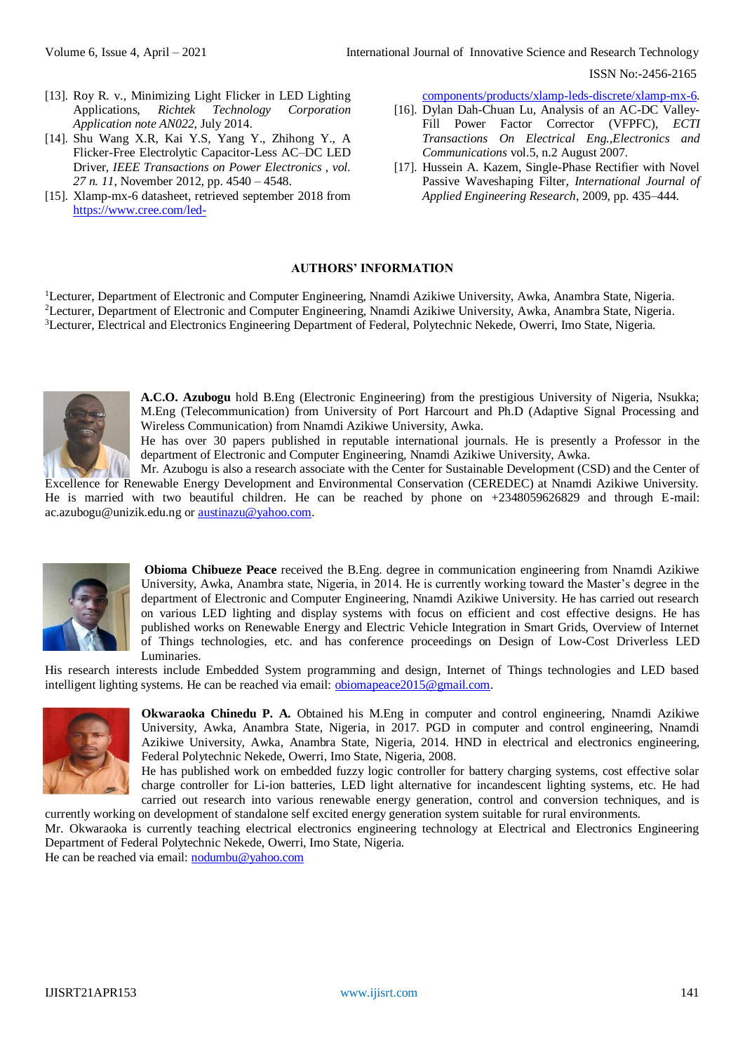[13]. Roy R. v., Minimizing Light Flicker in LED Lighting Applications, *Richtek Technology Corporation Application note AN022*, July 2014.

[14]. Shu Wang X.R, Kai Y.S, Yang Y., Zhihong Y., A Flicker-Free Electrolytic Capacitor-Less AC–DC LED Driver, *IEEE Transactions on Power Electronics , vol. 27 n. 11*, November 2012, pp. 4540 – 4548.

[15]. Xlamp-mx-6 datasheet, retrieved september 2018 from https://www.cree.com/led-components/products/xlamp-leds-discrete/xlamp-mx-6.

[16]. Dylan Dah-Chuan Lu, Analysis of an AC-DC Valley-Fill Power Factor Corrector (VFPFC), *ECTI Transactions On Electrical Eng.,Electronics and Communications* vol.5, n.2 August 2007.

[17]. Hussein A. Kazem, Single-Phase Rectifier with Novel Passive Waveshaping Filter, *International Journal of Applied Engineering Research*, 2009, pp. 435–444.

## AUTHORS' INFORMATION

[1]Lecturer, Department of Electronic and Computer Engineering, Nnamdi Azikiwe University, Awka, Anambra State, Nigeria.
[2]Lecturer, Department of Electronic and Computer Engineering, Nnamdi Azikiwe University, Awka, Anambra State, Nigeria.
[3]Lecturer, Electrical and Electronics Engineering Department of Federal, Polytechnic Nekede, Owerri, Imo State, Nigeria.

**A.C.O. Azubogu** hold B.Eng (Electronic Engineering) from the prestigious University of Nigeria, Nsukka; M.Eng (Telecommunication) from University of Port Harcourt and Ph.D (Adaptive Signal Processing and Wireless Communication) from Nnamdi Azikiwe University, Awka.
He has over 30 papers published in reputable international journals. He is presently a Professor in the department of Electronic and Computer Engineering, Nnamdi Azikiwe University, Awka.
Mr. Azubogu is also a research associate with the Center for Sustainable Development (CSD) and the Center of Excellence for Renewable Energy Development and Environmental Conservation (CEREDEC) at Nnamdi Azikiwe University. He is married with two beautiful children. He can be reached by phone on +2348059626829 and through E-mail: ac.azubogu@unizik.edu.ng or austinazu@yahoo.com.

**Obioma Chibueze Peace** received the B.Eng. degree in communication engineering from Nnamdi Azikiwe University, Awka, Anambra state, Nigeria, in 2014. He is currently working toward the Master's degree in the department of Electronic and Computer Engineering, Nnamdi Azikiwe University. He has carried out research on various LED lighting and display systems with focus on efficient and cost effective designs. He has published works on Renewable Energy and Electric Vehicle Integration in Smart Grids, Overview of Internet of Things technologies, etc. and has conference proceedings on Design of Low-Cost Driverless LED Luminaries.
His research interests include Embedded System programming and design, Internet of Things technologies and LED based intelligent lighting systems. He can be reached via email: obiomapeace2015@gmail.com.

**Okwaraoka Chinedu P. A.** Obtained his M.Eng in computer and control engineering, Nnamdi Azikiwe University, Awka, Anambra State, Nigeria, in 2017. PGD in computer and control engineering, Nnamdi Azikiwe University, Awka, Anambra State, Nigeria, 2014. HND in electrical and electronics engineering, Federal Polytechnic Nekede, Owerri, Imo State, Nigeria, 2008.
He has published work on embedded fuzzy logic controller for battery charging systems, cost effective solar charge controller for Li-ion batteries, LED light alternative for incandescent lighting systems, etc. He had carried out research into various renewable energy generation, control and conversion techniques, and is currently working on development of standalone self excited energy generation system suitable for rural environments.
Mr. Okwaraoka is currently teaching electrical electronics engineering technology at Electrical and Electronics Engineering Department of Federal Polytechnic Nekede, Owerri, Imo State, Nigeria.
He can be reached via email: nodumbu@yahoo.com